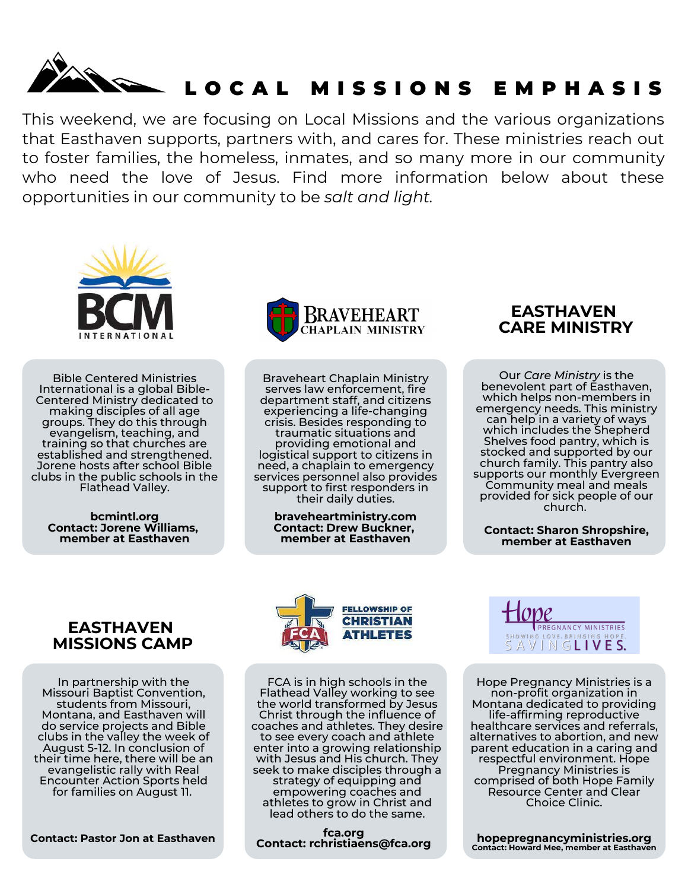# LOCAL MISSIONS EMPHASIS

This weekend, we are focusing on Local Missions and the various organizations that Easthaven supports, partners with, and cares for. These ministries reach out to foster families, the homeless, inmates, and so many more in our community who need the love of Jesus. Find more information below about these opportunities in our community to be *salt and light*.

## BCM International

Bible Centered Ministries International is a global Bible-Centered Ministry dedicated to making disciples of all age groups. They do this through evangelism, teaching, and training so that churches are established and strengthened. Jorene hosts after school Bible clubs in the public schools in the Flathead Valley.

**bcmintl.org**
**Contact: Jorene Williams, member at Easthaven**

## Braveheart Chaplain Ministry

Braveheart Chaplain Ministry serves law enforcement, fire department staff, and citizens experiencing a life-changing crisis. Besides responding to traumatic situations and providing emotional and logistical support to citizens in need, a chaplain to emergency services personnel also provides support to first responders in their daily duties.

**braveheartministry.com**
**Contact: Drew Buckner, member at Easthaven**

## EASTHAVEN CARE MINISTRY

Our *Care Ministry* is the benevolent part of Easthaven, which helps non-members in emergency needs. This ministry can help in a variety of ways which includes the Shepherd Shelves food pantry, which is stocked and supported by our church family. This pantry also supports our monthly Evergreen Community meal and meals provided for sick people of our church.

**Contact: Sharon Shropshire, member at Easthaven**

## EASTHAVEN MISSIONS CAMP

In partnership with the Missouri Baptist Convention, students from Missouri, Montana, and Easthaven will do service projects and Bible clubs in the valley the week of August 5-12. In conclusion of their time here, there will be an evangelistic rally with Real Encounter Action Sports held for families on August 11.

**Contact: Pastor Jon at Easthaven**

## Fellowship of Christian Athletes

FCA is in high schools in the Flathead Valley working to see the world transformed by Jesus Christ through the influence of coaches and athletes. They desire to see every coach and athlete enter into a growing relationship with Jesus and His church. They seek to make disciples through a strategy of equipping and empowering coaches and athletes to grow in Christ and lead others to do the same.

**fca.org**
**Contact: rchristiaens@fca.org**

## Hope Pregnancy Ministries

Showing Love. Bringing Hope. Saving Lives.

Hope Pregnancy Ministries is a non-profit organization in Montana dedicated to providing life-affirming reproductive healthcare services and referrals, alternatives to abortion, and new parent education in a caring and respectful environment. Hope Pregnancy Ministries is comprised of both Hope Family Resource Center and Clear Choice Clinic.

**hopepregnancyministries.org**
**Contact: Howard Mee, member at Easthaven**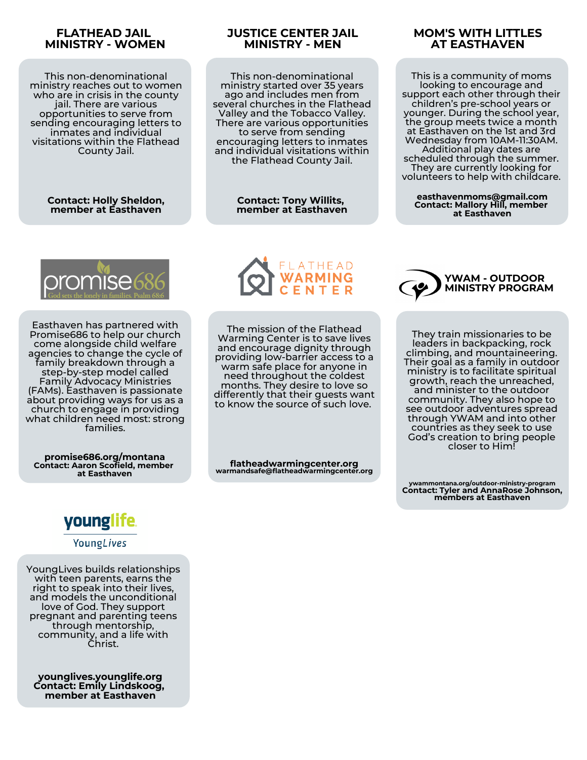## FLATHEAD JAIL MINISTRY - WOMEN

This non-denominational ministry reaches out to women who are in crisis in the county jail. There are various opportunities to serve from sending encouraging letters to inmates and individual visitations within the Flathead County Jail.

**Contact: Holly Sheldon, member at Easthaven**

## JUSTICE CENTER JAIL MINISTRY - MEN

This non-denominational ministry started over 35 years ago and includes men from several churches in the Flathead Valley and the Tobacco Valley. There are various opportunities to serve from sending encouraging letters to inmates and individual visitations within the Flathead County Jail.

**Contact: Tony Willits, member at Easthaven**

## MOM'S WITH LITTLES AT EASTHAVEN

This is a community of moms looking to encourage and support each other through their children's pre-school years or younger. During the school year, the group meets twice a month at Easthaven on the 1st and 3rd Wednesday from 10AM-11:30AM. Additional play dates are scheduled through the summer. They are currently looking for volunteers to help with childcare.

**easthavenmoms@gmail.com**
**Contact: Mallory Hill, member at Easthaven**

## promise686

God sets the lonely in families. Psalm 68:6

Easthaven has partnered with Promise686 to help our church come alongside child welfare agencies to change the cycle of family breakdown through a step-by-step model called Family Advocacy Ministries (FAMs). Easthaven is passionate about providing ways for us as a church to engage in providing what children need most: strong families.

**promise686.org/montana**
**Contact: Aaron Scofield, member at Easthaven**

## FLATHEAD WARMING CENTER

The mission of the Flathead Warming Center is to save lives and encourage dignity through providing low-barrier access to a warm safe place for anyone in need throughout the coldest months. They desire to love so differently that their guests want to know the source of such love.

**flatheadwarmingcenter.org**
**warmandsafe@flatheadwarmingcenter.org**

## YWAM - OUTDOOR MINISTRY PROGRAM

They train missionaries to be leaders in backpacking, rock climbing, and mountaineering. Their goal as a family in outdoor ministry is to facilitate spiritual growth, reach the unreached, and minister to the outdoor community. They also hope to see outdoor adventures spread through YWAM and into other countries as they seek to use God's creation to bring people closer to Him!

**ywammontana.org/outdoor-ministry-program**
**Contact: Tyler and AnnaRose Johnson, members at Easthaven**

## younglife YoungLives

YoungLives builds relationships with teen parents, earns the right to speak into their lives, and models the unconditional love of God. They support pregnant and parenting teens through mentorship, community, and a life with Christ.

**younglives.younglife.org**
**Contact: Emily Lindskoog, member at Easthaven**